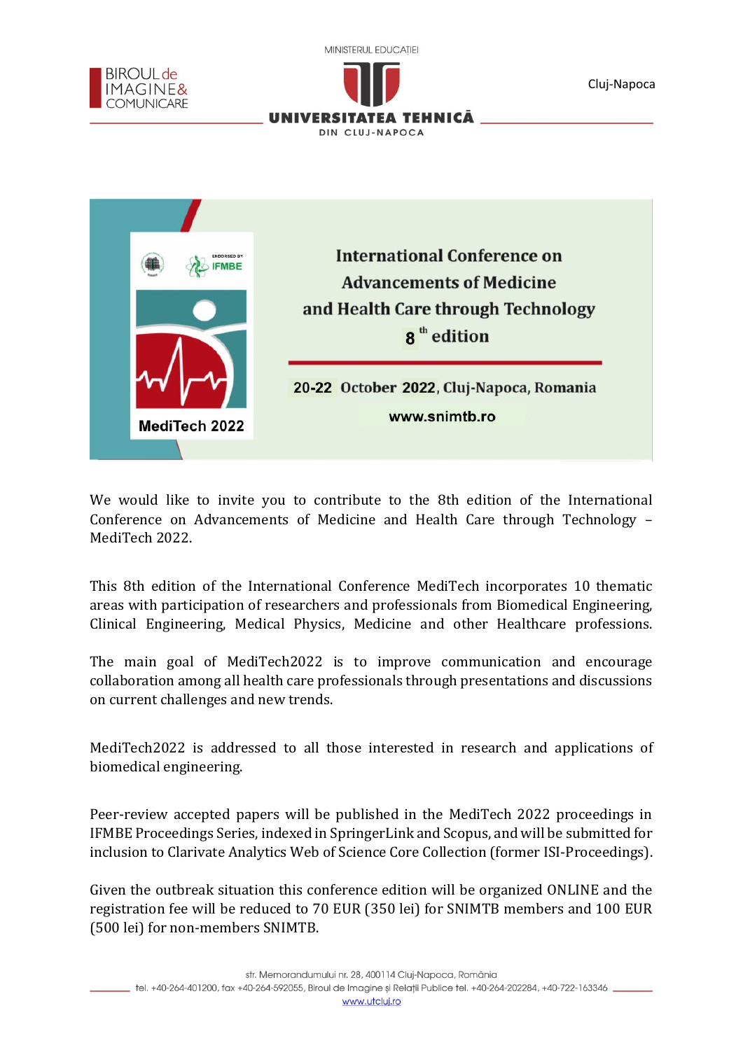# International Conference on Advancements of Medicine and Health Care through Technology

## 8th edition

**20-22 October 2022, Cluj-Napoca, Romania**

**www.snimtb.ro**

**MediTech 2022**

We would like to invite you to contribute to the 8th edition of the International Conference on Advancements of Medicine and Health Care through Technology – MediTech 2022.

This 8th edition of the International Conference MediTech incorporates 10 thematic areas with participation of researchers and professionals from Biomedical Engineering, Clinical Engineering, Medical Physics, Medicine and other Healthcare professions.

The main goal of MediTech2022 is to improve communication and encourage collaboration among all health care professionals through presentations and discussions on current challenges and new trends.

MediTech2022 is addressed to all those interested in research and applications of biomedical engineering.

Peer-review accepted papers will be published in the MediTech 2022 proceedings in IFMBE Proceedings Series, indexed in SpringerLink and Scopus, and will be submitted for inclusion to Clarivate Analytics Web of Science Core Collection (former ISI-Proceedings).

Given the outbreak situation this conference edition will be organized ONLINE and the registration fee will be reduced to 70 EUR (350 lei) for SNIMTB members and 100 EUR (500 lei) for non-members SNIMTB.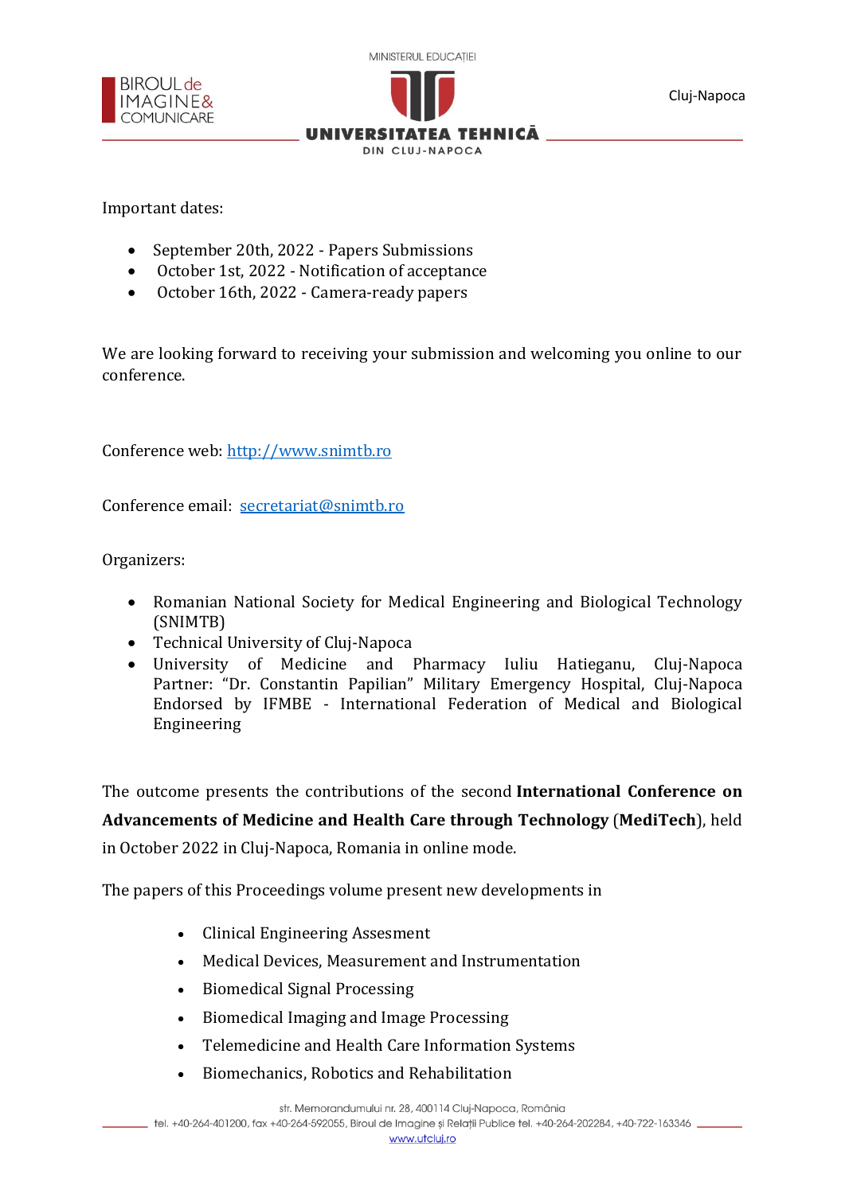Important dates:

- September 20th, 2022 - Papers Submissions
- October 1st, 2022 - Notification of acceptance
- October 16th, 2022 - Camera-ready papers

We are looking forward to receiving your submission and welcoming you online to our conference.

Conference web: http://www.snimtb.ro

Conference email: secretariat@snimtb.ro

Organizers:

- Romanian National Society for Medical Engineering and Biological Technology (SNIMTB)
- Technical University of Cluj-Napoca
- University of Medicine and Pharmacy Iuliu Hatieganu, Cluj-Napoca
  Partner: "Dr. Constantin Papilian" Military Emergency Hospital, Cluj-Napoca
  Endorsed by IFMBE - International Federation of Medical and Biological Engineering

The outcome presents the contributions of the second **International Conference on Advancements of Medicine and Health Care through Technology** (**MediTech**), held in October 2022 in Cluj-Napoca, Romania in online mode.

The papers of this Proceedings volume present new developments in

- Clinical Engineering Assesment
- Medical Devices, Measurement and Instrumentation
- Biomedical Signal Processing
- Biomedical Imaging and Image Processing
- Telemedicine and Health Care Information Systems
- Biomechanics, Robotics and Rehabilitation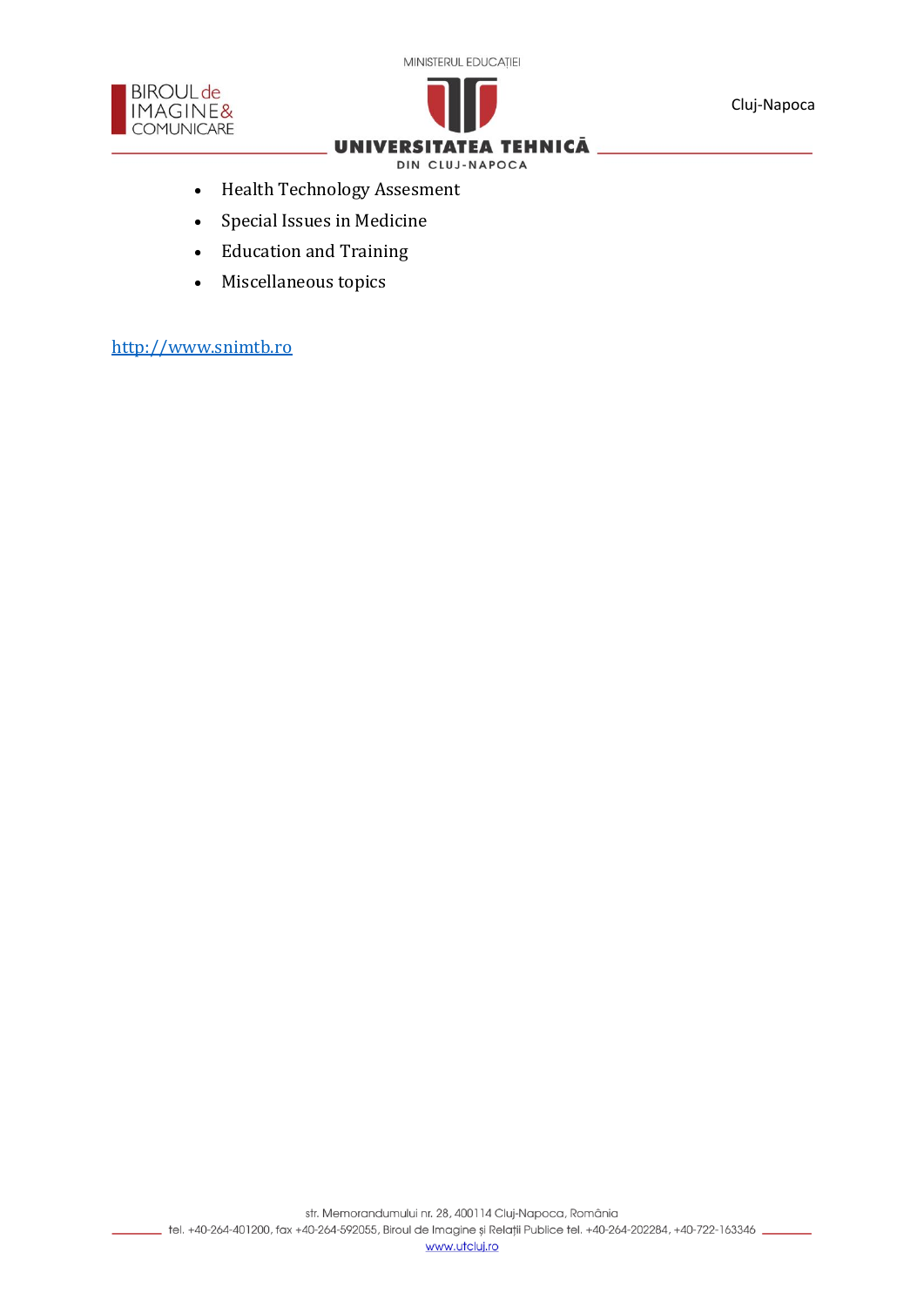- Health Technology Assesment
- Special Issues in Medicine
- Education and Training
- Miscellaneous topics

http://www.snimtb.ro